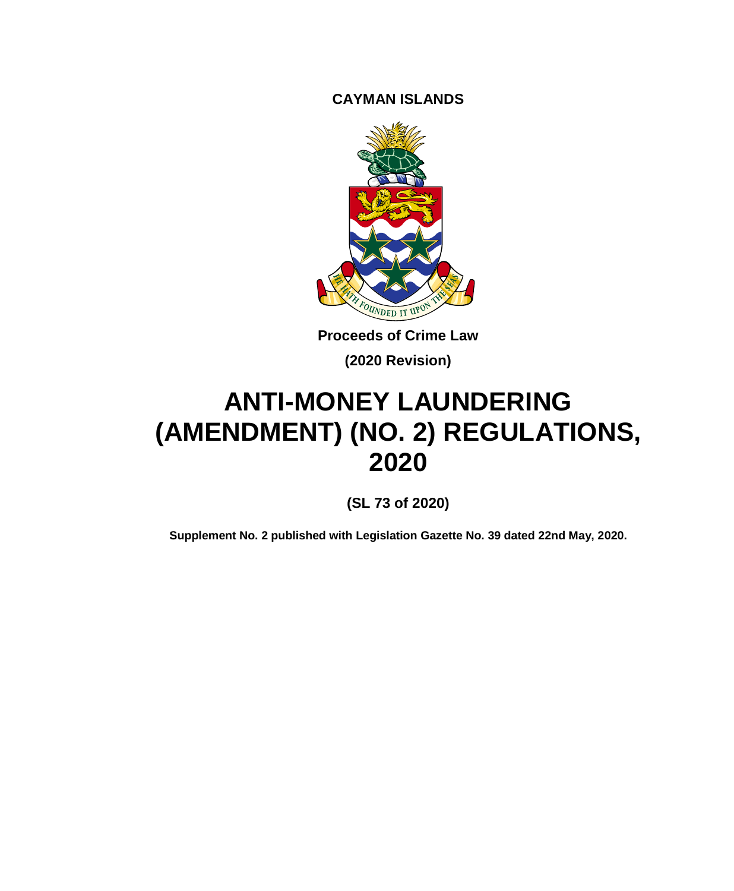**CAYMAN ISLANDS**

**Proceeds of Crime Law**

**(2020 Revision)**

# ANTI-MONEY LAUNDERING (AMENDMENT) (NO. 2) REGULATIONS, 2020

**(SL 73 of 2020)**

**Supplement No. 2 published with Legislation Gazette No. 39 dated 22nd May, 2020.**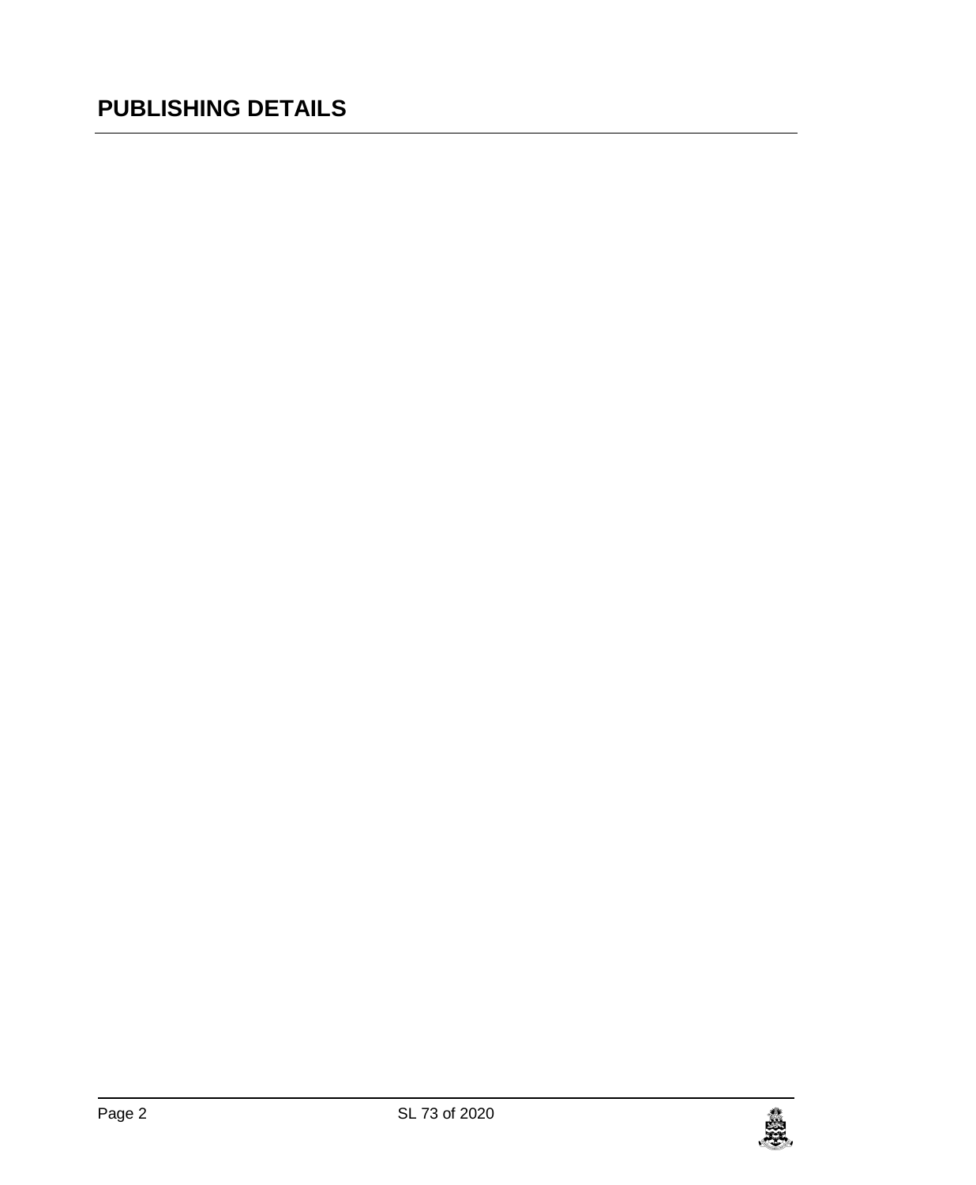# PUBLISHING DETAILS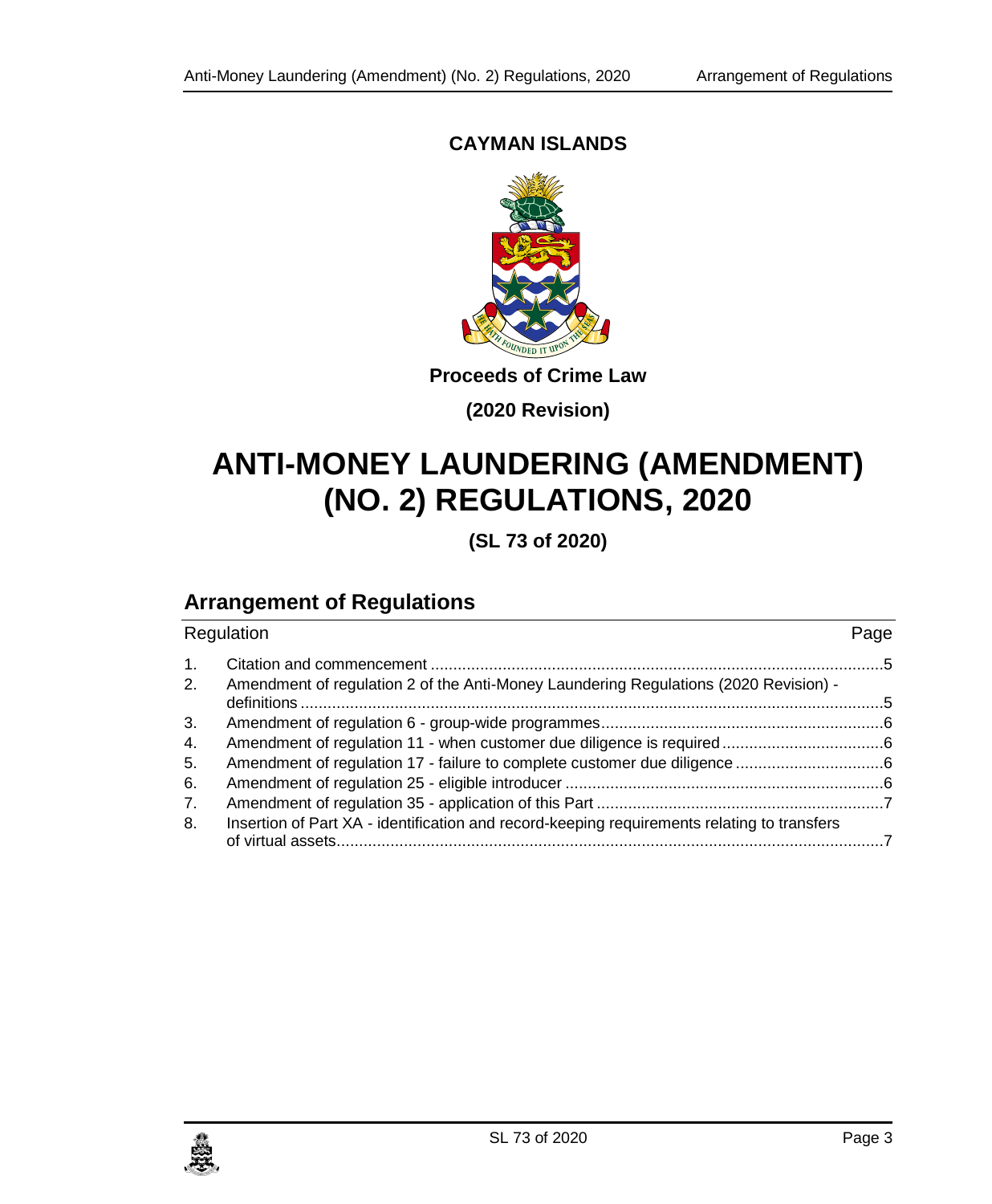**CAYMAN ISLANDS**

**Proceeds of Crime Law**

**(2020 Revision)**

# ANTI-MONEY LAUNDERING (AMENDMENT) (NO. 2) REGULATIONS, 2020

**(SL 73 of 2020)**

## Arrangement of Regulations

| Regulation | | Page |
|---|---|---|
| 1. | Citation and commencement | 5 |
| 2. | Amendment of regulation 2 of the Anti-Money Laundering Regulations (2020 Revision) - definitions | 5 |
| 3. | Amendment of regulation 6 - group-wide programmes | 6 |
| 4. | Amendment of regulation 11 - when customer due diligence is required | 6 |
| 5. | Amendment of regulation 17 - failure to complete customer due diligence | 6 |
| 6. | Amendment of regulation 25 - eligible introducer | 6 |
| 7. | Amendment of regulation 35 - application of this Part | 7 |
| 8. | Insertion of Part XA - identification and record-keeping requirements relating to transfers of virtual assets | 7 |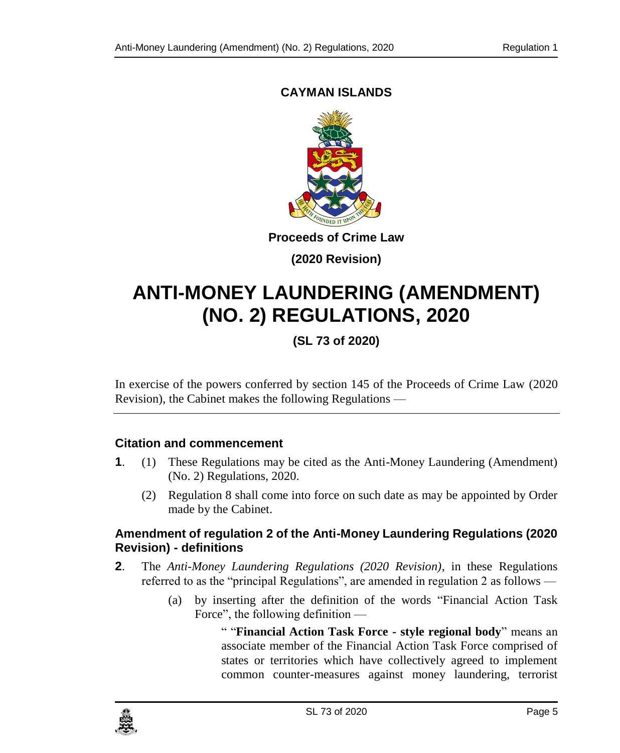**CAYMAN ISLANDS**

**Proceeds of Crime Law**

**(2020 Revision)**

# ANTI-MONEY LAUNDERING (AMENDMENT) (NO. 2) REGULATIONS, 2020

**(SL 73 of 2020)**

In exercise of the powers conferred by section 145 of the Proceeds of Crime Law (2020 Revision), the Cabinet makes the following Regulations —

### Citation and commencement

**1**. (1) These Regulations may be cited as the Anti-Money Laundering (Amendment) (No. 2) Regulations, 2020.

(2) Regulation 8 shall come into force on such date as may be appointed by Order made by the Cabinet.

### Amendment of regulation 2 of the Anti-Money Laundering Regulations (2020 Revision) - definitions

**2**. The *Anti-Money Laundering Regulations (2020 Revision)*, in these Regulations referred to as the "principal Regulations", are amended in regulation 2 as follows —

(a) by inserting after the definition of the words "Financial Action Task Force", the following definition —

" "**Financial Action Task Force - style regional body**" means an associate member of the Financial Action Task Force comprised of states or territories which have collectively agreed to implement common counter-measures against money laundering, terrorist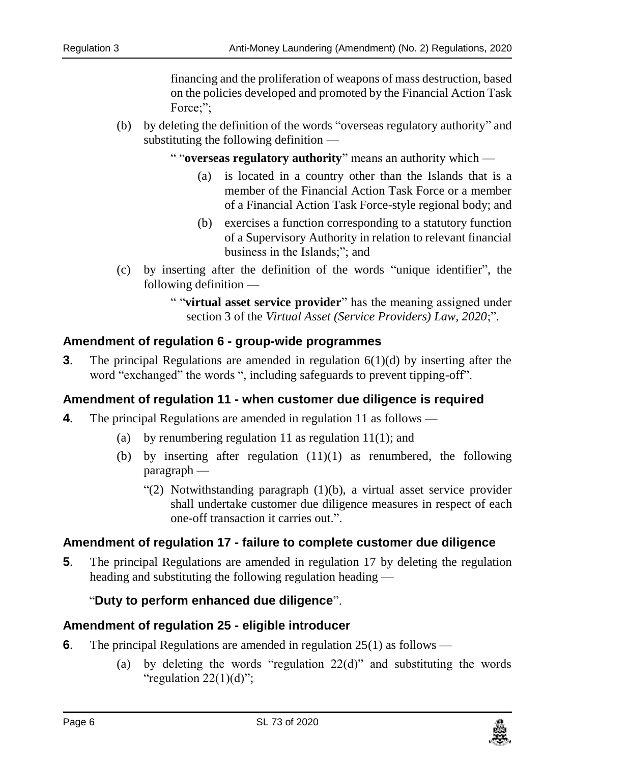financing and the proliferation of weapons of mass destruction, based on the policies developed and promoted by the Financial Action Task Force;";

(b) by deleting the definition of the words "overseas regulatory authority" and substituting the following definition —

" "**overseas regulatory authority**" means an authority which —

(a) is located in a country other than the Islands that is a member of the Financial Action Task Force or a member of a Financial Action Task Force-style regional body; and

(b) exercises a function corresponding to a statutory function of a Supervisory Authority in relation to relevant financial business in the Islands;"; and

(c) by inserting after the definition of the words "unique identifier", the following definition —

" "**virtual asset service provider**" has the meaning assigned under section 3 of the *Virtual Asset (Service Providers) Law, 2020*;".

### Amendment of regulation 6 - group-wide programmes

**3**. The principal Regulations are amended in regulation 6(1)(d) by inserting after the word "exchanged" the words ", including safeguards to prevent tipping-off".

### Amendment of regulation 11 - when customer due diligence is required

**4**. The principal Regulations are amended in regulation 11 as follows —

(a) by renumbering regulation 11 as regulation 11(1); and

(b) by inserting after regulation (11)(1) as renumbered, the following paragraph —

"(2) Notwithstanding paragraph (1)(b), a virtual asset service provider shall undertake customer due diligence measures in respect of each one-off transaction it carries out.".

### Amendment of regulation 17 - failure to complete customer due diligence

**5**. The principal Regulations are amended in regulation 17 by deleting the regulation heading and substituting the following regulation heading —

"**Duty to perform enhanced due diligence**".

### Amendment of regulation 25 - eligible introducer

**6**. The principal Regulations are amended in regulation 25(1) as follows —

(a) by deleting the words "regulation 22(d)" and substituting the words "regulation 22(1)(d)";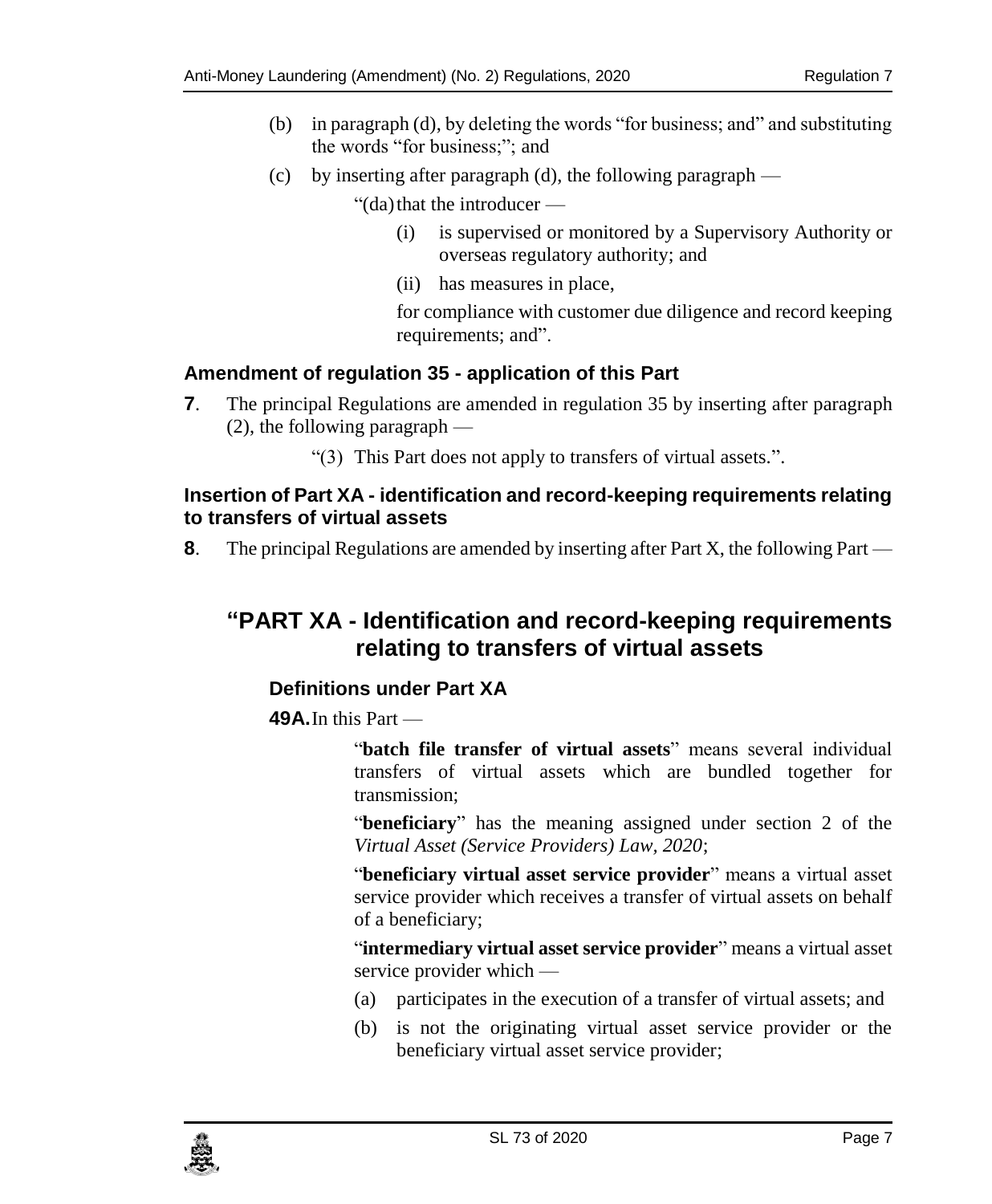(b) in paragraph (d), by deleting the words "for business; and" and substituting the words "for business;"; and

(c) by inserting after paragraph (d), the following paragraph —

"(da) that the introducer —

(i) is supervised or monitored by a Supervisory Authority or overseas regulatory authority; and

(ii) has measures in place,

for compliance with customer due diligence and record keeping requirements; and".

### Amendment of regulation 35 - application of this Part

**7**. The principal Regulations are amended in regulation 35 by inserting after paragraph (2), the following paragraph —

"(3) This Part does not apply to transfers of virtual assets.".

### Insertion of Part XA - identification and record-keeping requirements relating to transfers of virtual assets

**8**. The principal Regulations are amended by inserting after Part X, the following Part —

## "PART XA - Identification and record-keeping requirements relating to transfers of virtual assets

### Definitions under Part XA

**49A.** In this Part —

"**batch file transfer of virtual assets**" means several individual transfers of virtual assets which are bundled together for transmission;

"**beneficiary**" has the meaning assigned under section 2 of the *Virtual Asset (Service Providers) Law, 2020*;

"**beneficiary virtual asset service provider**" means a virtual asset service provider which receives a transfer of virtual assets on behalf of a beneficiary;

"**intermediary virtual asset service provider**" means a virtual asset service provider which —

(a) participates in the execution of a transfer of virtual assets; and

(b) is not the originating virtual asset service provider or the beneficiary virtual asset service provider;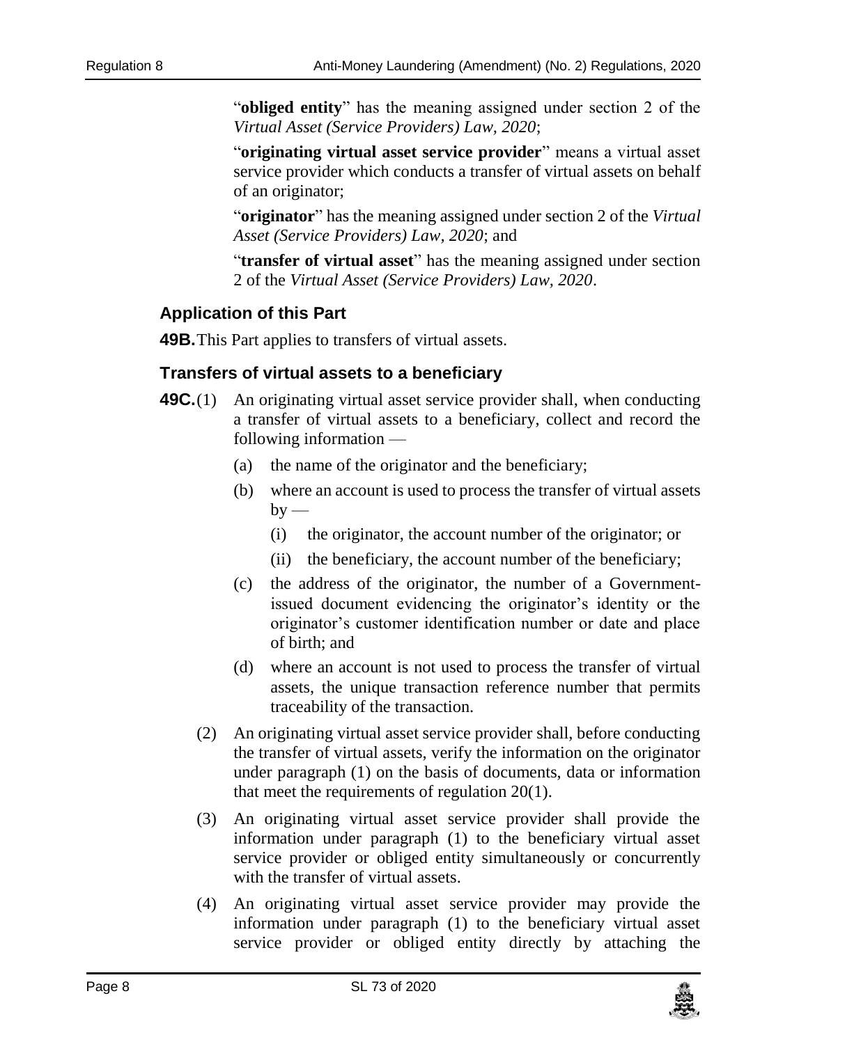"**obliged entity**" has the meaning assigned under section 2 of the *Virtual Asset (Service Providers) Law, 2020*;

"**originating virtual asset service provider**" means a virtual asset service provider which conducts a transfer of virtual assets on behalf of an originator;

"**originator**" has the meaning assigned under section 2 of the *Virtual Asset (Service Providers) Law, 2020*; and

"**transfer of virtual asset**" has the meaning assigned under section 2 of the *Virtual Asset (Service Providers) Law, 2020*.

### Application of this Part

**49B.** This Part applies to transfers of virtual assets.

### Transfers of virtual assets to a beneficiary

**49C.**(1) An originating virtual asset service provider shall, when conducting a transfer of virtual assets to a beneficiary, collect and record the following information —

(a) the name of the originator and the beneficiary;

(b) where an account is used to process the transfer of virtual assets by —

(i) the originator, the account number of the originator; or

(ii) the beneficiary, the account number of the beneficiary;

(c) the address of the originator, the number of a Government-issued document evidencing the originator's identity or the originator's customer identification number or date and place of birth; and

(d) where an account is not used to process the transfer of virtual assets, the unique transaction reference number that permits traceability of the transaction.

(2) An originating virtual asset service provider shall, before conducting the transfer of virtual assets, verify the information on the originator under paragraph (1) on the basis of documents, data or information that meet the requirements of regulation 20(1).

(3) An originating virtual asset service provider shall provide the information under paragraph (1) to the beneficiary virtual asset service provider or obliged entity simultaneously or concurrently with the transfer of virtual assets.

(4) An originating virtual asset service provider may provide the information under paragraph (1) to the beneficiary virtual asset service provider or obliged entity directly by attaching the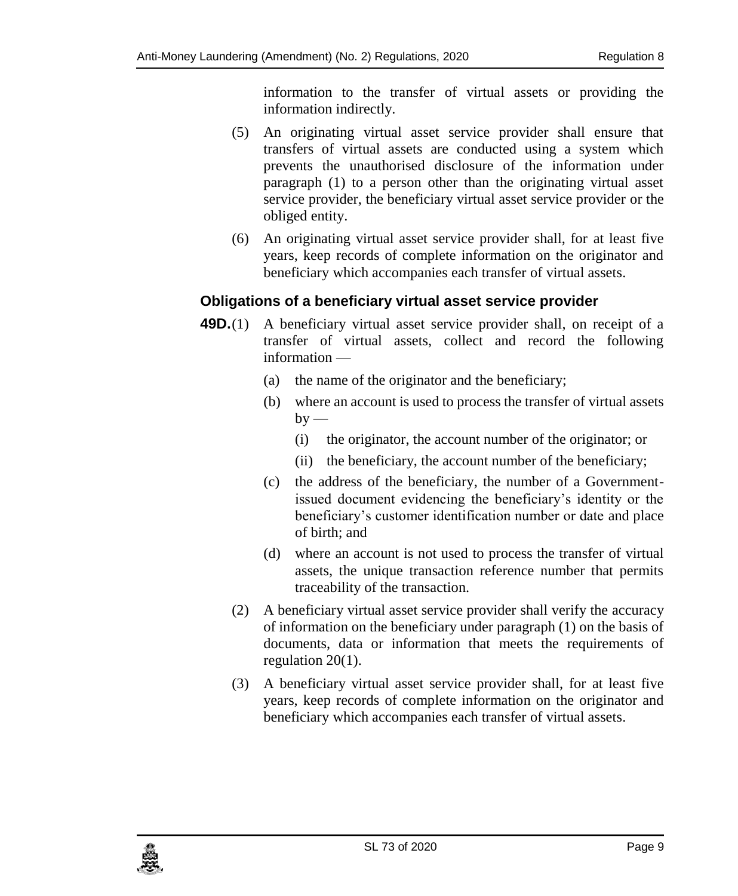information to the transfer of virtual assets or providing the information indirectly.

(5) An originating virtual asset service provider shall ensure that transfers of virtual assets are conducted using a system which prevents the unauthorised disclosure of the information under paragraph (1) to a person other than the originating virtual asset service provider, the beneficiary virtual asset service provider or the obliged entity.

(6) An originating virtual asset service provider shall, for at least five years, keep records of complete information on the originator and beneficiary which accompanies each transfer of virtual assets.

### Obligations of a beneficiary virtual asset service provider

**49D.**(1) A beneficiary virtual asset service provider shall, on receipt of a transfer of virtual assets, collect and record the following information —

(a) the name of the originator and the beneficiary;

(b) where an account is used to process the transfer of virtual assets by —

(i) the originator, the account number of the originator; or

(ii) the beneficiary, the account number of the beneficiary;

(c) the address of the beneficiary, the number of a Government-issued document evidencing the beneficiary's identity or the beneficiary's customer identification number or date and place of birth; and

(d) where an account is not used to process the transfer of virtual assets, the unique transaction reference number that permits traceability of the transaction.

(2) A beneficiary virtual asset service provider shall verify the accuracy of information on the beneficiary under paragraph (1) on the basis of documents, data or information that meets the requirements of regulation 20(1).

(3) A beneficiary virtual asset service provider shall, for at least five years, keep records of complete information on the originator and beneficiary which accompanies each transfer of virtual assets.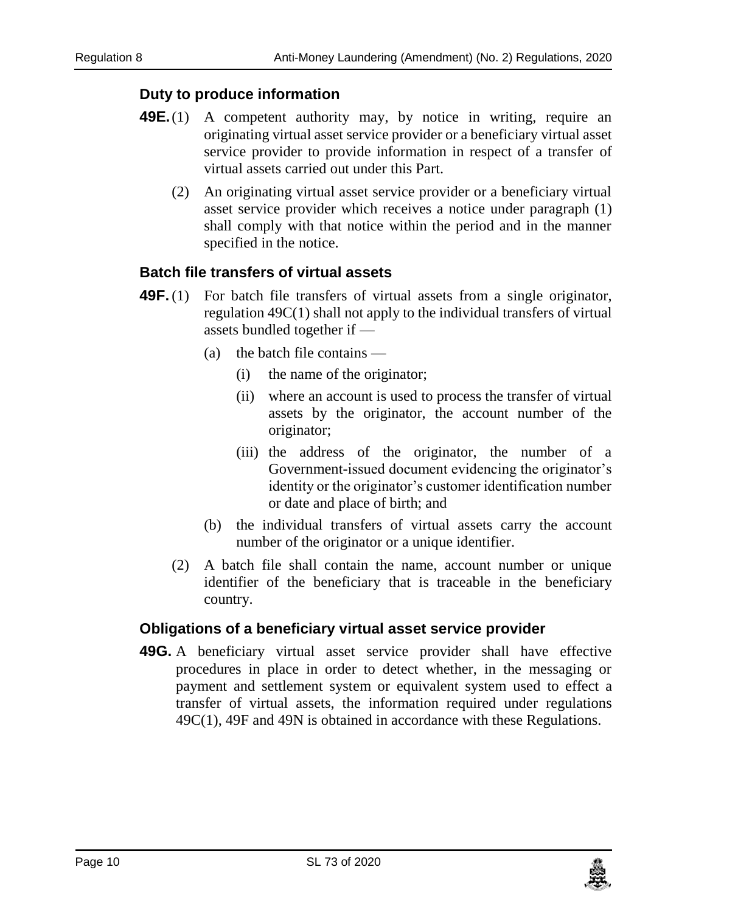### Duty to produce information

**49E.** (1) A competent authority may, by notice in writing, require an originating virtual asset service provider or a beneficiary virtual asset service provider to provide information in respect of a transfer of virtual assets carried out under this Part.

(2) An originating virtual asset service provider or a beneficiary virtual asset service provider which receives a notice under paragraph (1) shall comply with that notice within the period and in the manner specified in the notice.

### Batch file transfers of virtual assets

**49F.** (1) For batch file transfers of virtual assets from a single originator, regulation 49C(1) shall not apply to the individual transfers of virtual assets bundled together if —

(a) the batch file contains —

(i) the name of the originator;

(ii) where an account is used to process the transfer of virtual assets by the originator, the account number of the originator;

(iii) the address of the originator, the number of a Government-issued document evidencing the originator's identity or the originator's customer identification number or date and place of birth; and

(b) the individual transfers of virtual assets carry the account number of the originator or a unique identifier.

(2) A batch file shall contain the name, account number or unique identifier of the beneficiary that is traceable in the beneficiary country.

### Obligations of a beneficiary virtual asset service provider

**49G.** A beneficiary virtual asset service provider shall have effective procedures in place in order to detect whether, in the messaging or payment and settlement system or equivalent system used to effect a transfer of virtual assets, the information required under regulations 49C(1), 49F and 49N is obtained in accordance with these Regulations.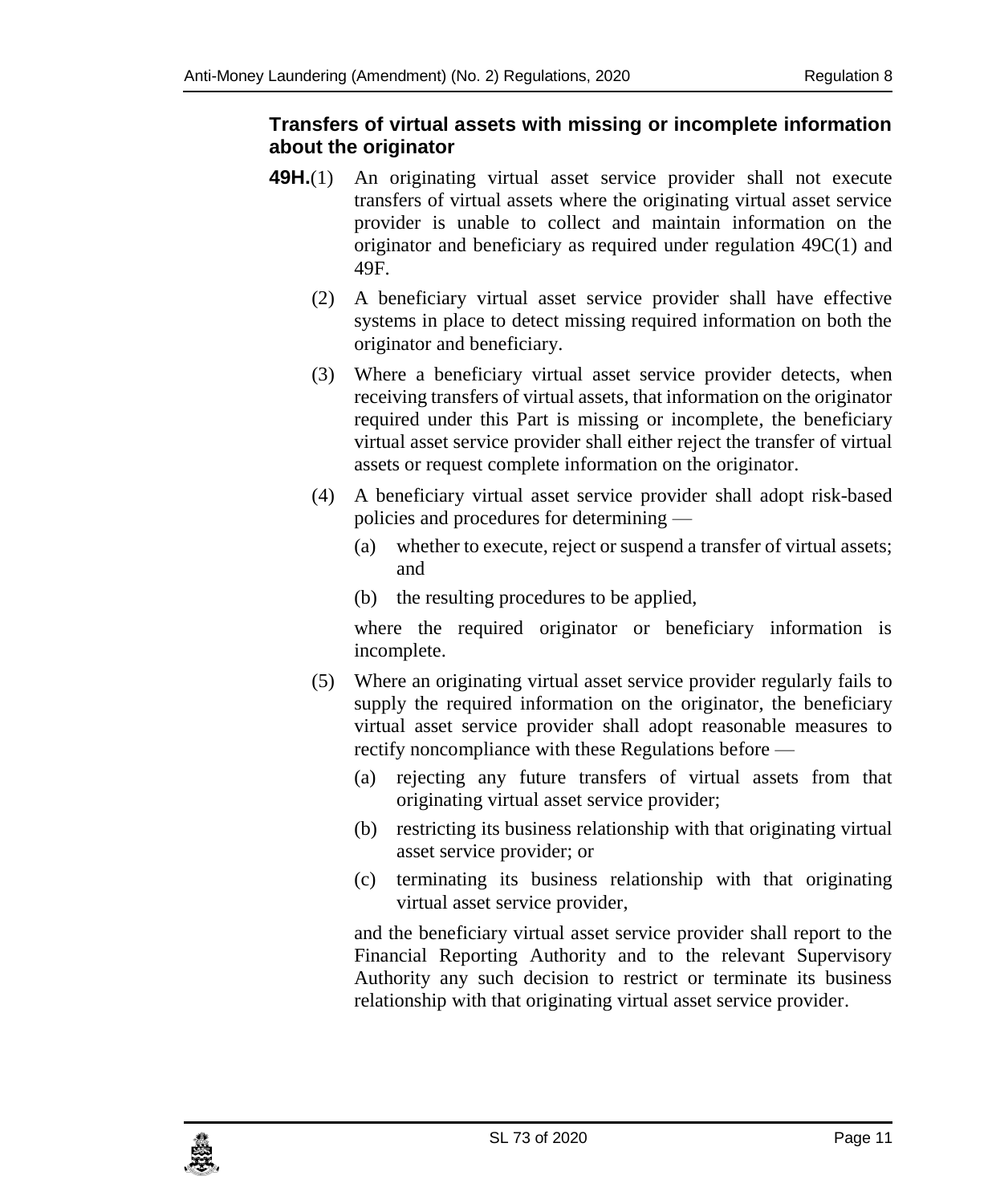### Transfers of virtual assets with missing or incomplete information about the originator

**49H.**(1) An originating virtual asset service provider shall not execute transfers of virtual assets where the originating virtual asset service provider is unable to collect and maintain information on the originator and beneficiary as required under regulation 49C(1) and 49F.

(2) A beneficiary virtual asset service provider shall have effective systems in place to detect missing required information on both the originator and beneficiary.

(3) Where a beneficiary virtual asset service provider detects, when receiving transfers of virtual assets, that information on the originator required under this Part is missing or incomplete, the beneficiary virtual asset service provider shall either reject the transfer of virtual assets or request complete information on the originator.

(4) A beneficiary virtual asset service provider shall adopt risk-based policies and procedures for determining —

(a) whether to execute, reject or suspend a transfer of virtual assets; and

(b) the resulting procedures to be applied,

where the required originator or beneficiary information is incomplete.

(5) Where an originating virtual asset service provider regularly fails to supply the required information on the originator, the beneficiary virtual asset service provider shall adopt reasonable measures to rectify noncompliance with these Regulations before —

(a) rejecting any future transfers of virtual assets from that originating virtual asset service provider;

(b) restricting its business relationship with that originating virtual asset service provider; or

(c) terminating its business relationship with that originating virtual asset service provider,

and the beneficiary virtual asset service provider shall report to the Financial Reporting Authority and to the relevant Supervisory Authority any such decision to restrict or terminate its business relationship with that originating virtual asset service provider.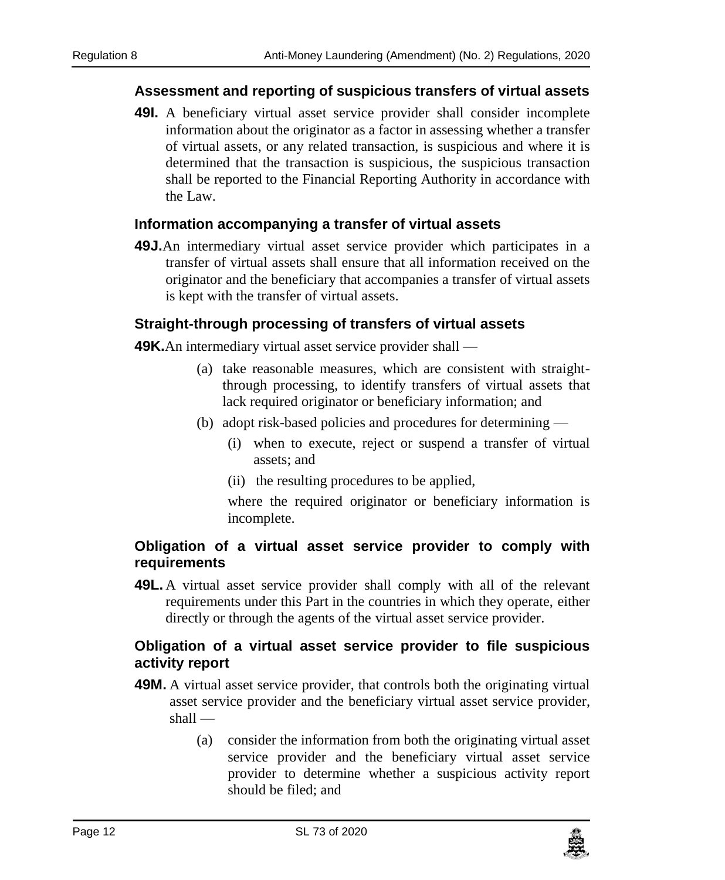### Assessment and reporting of suspicious transfers of virtual assets

**49I.** A beneficiary virtual asset service provider shall consider incomplete information about the originator as a factor in assessing whether a transfer of virtual assets, or any related transaction, is suspicious and where it is determined that the transaction is suspicious, the suspicious transaction shall be reported to the Financial Reporting Authority in accordance with the Law.

### Information accompanying a transfer of virtual assets

**49J.** An intermediary virtual asset service provider which participates in a transfer of virtual assets shall ensure that all information received on the originator and the beneficiary that accompanies a transfer of virtual assets is kept with the transfer of virtual assets.

### Straight-through processing of transfers of virtual assets

**49K.** An intermediary virtual asset service provider shall —

- (a) take reasonable measures, which are consistent with straight-through processing, to identify transfers of virtual assets that lack required originator or beneficiary information; and
- (b) adopt risk-based policies and procedures for determining —
  - (i) when to execute, reject or suspend a transfer of virtual assets; and
  - (ii) the resulting procedures to be applied,

  where the required originator or beneficiary information is incomplete.

### Obligation of a virtual asset service provider to comply with requirements

**49L.** A virtual asset service provider shall comply with all of the relevant requirements under this Part in the countries in which they operate, either directly or through the agents of the virtual asset service provider.

### Obligation of a virtual asset service provider to file suspicious activity report

**49M.** A virtual asset service provider, that controls both the originating virtual asset service provider and the beneficiary virtual asset service provider, shall —

- (a) consider the information from both the originating virtual asset service provider and the beneficiary virtual asset service provider to determine whether a suspicious activity report should be filed; and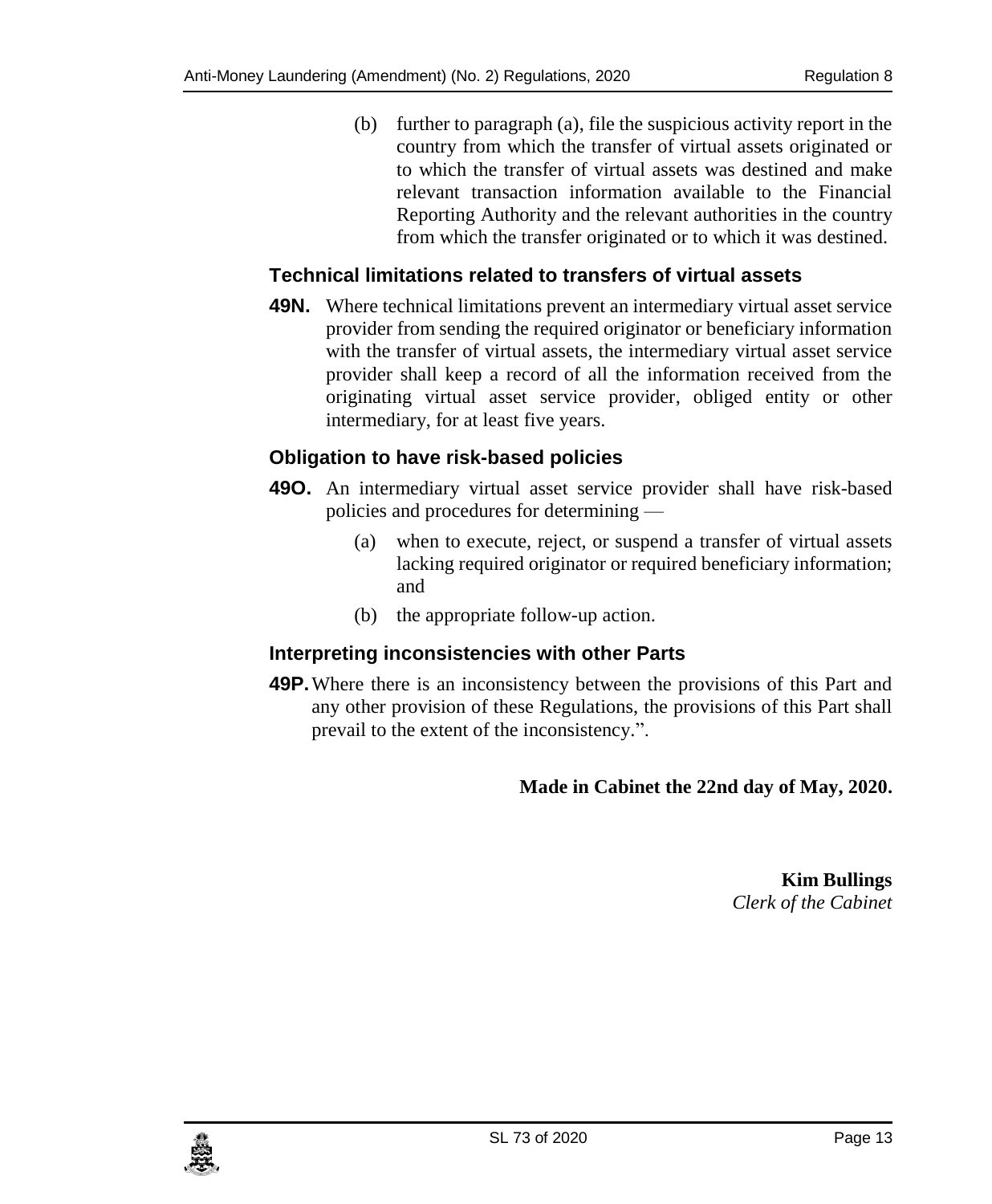(b) further to paragraph (a), file the suspicious activity report in the country from which the transfer of virtual assets originated or to which the transfer of virtual assets was destined and make relevant transaction information available to the Financial Reporting Authority and the relevant authorities in the country from which the transfer originated or to which it was destined.

### Technical limitations related to transfers of virtual assets

**49N.** Where technical limitations prevent an intermediary virtual asset service provider from sending the required originator or beneficiary information with the transfer of virtual assets, the intermediary virtual asset service provider shall keep a record of all the information received from the originating virtual asset service provider, obliged entity or other intermediary, for at least five years.

### Obligation to have risk-based policies

**49O.** An intermediary virtual asset service provider shall have risk-based policies and procedures for determining —

(a) when to execute, reject, or suspend a transfer of virtual assets lacking required originator or required beneficiary information; and

(b) the appropriate follow-up action.

### Interpreting inconsistencies with other Parts

**49P.** Where there is an inconsistency between the provisions of this Part and any other provision of these Regulations, the provisions of this Part shall prevail to the extent of the inconsistency.".

**Made in Cabinet the 22nd day of May, 2020.**

**Kim Bullings**
*Clerk of the Cabinet*